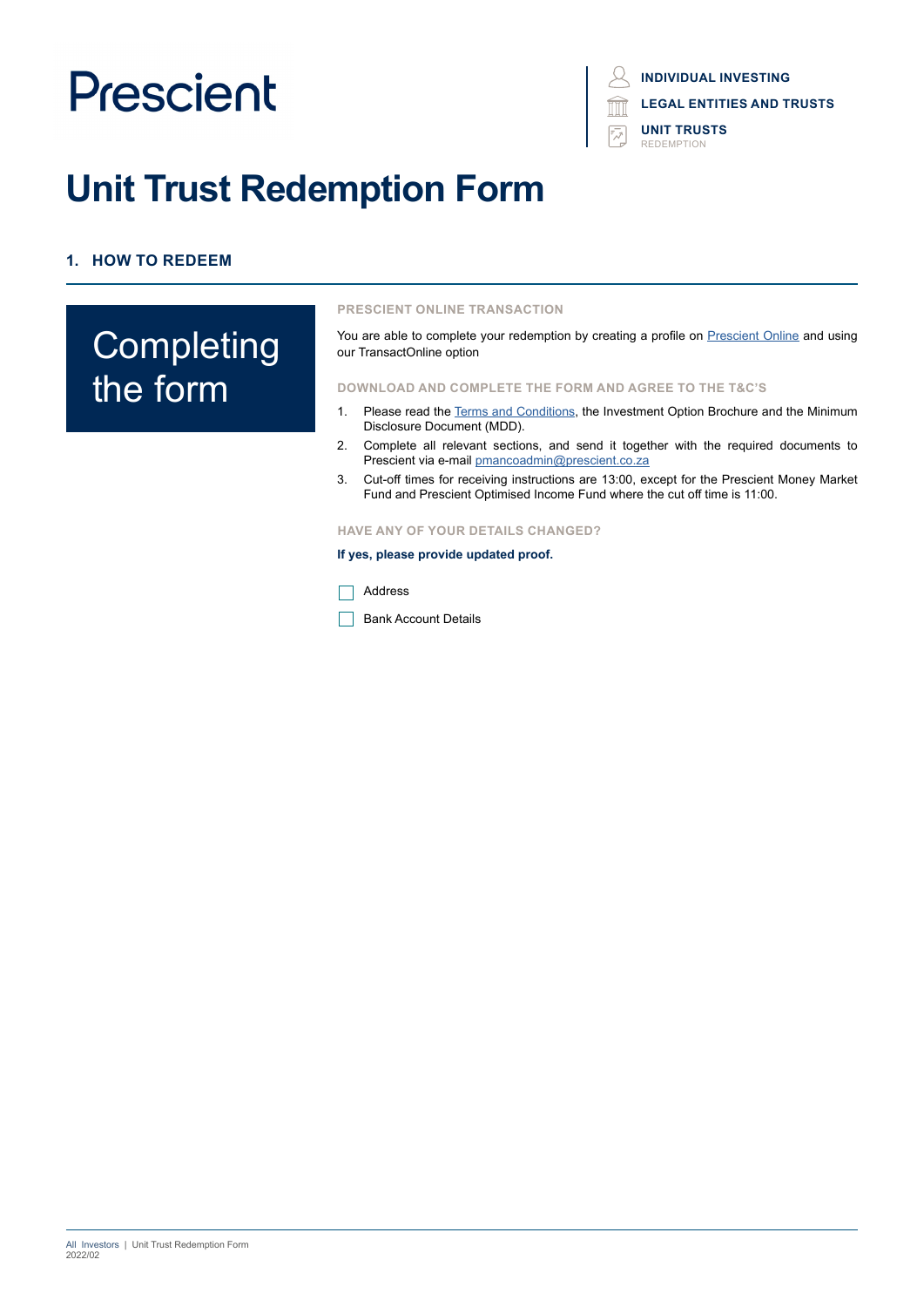Prescient

INDIVIDUAL INVESTING
LEGAL ENTITIES AND TRUSTS
UNIT TRUSTS
REDEMPTION

# Unit Trust Redemption Form

## 1. HOW TO REDEEM

### Completing the form

**PRESCIENT ONLINE TRANSACTION**

You are able to complete your redemption by creating a profile on Prescient Online and using our TransactOnline option

**DOWNLOAD AND COMPLETE THE FORM AND AGREE TO THE T&C'S**

1. Please read the Terms and Conditions, the Investment Option Brochure and the Minimum Disclosure Document (MDD).
2. Complete all relevant sections, and send it together with the required documents to Prescient via e-mail pmancoadmin@prescient.co.za
3. Cut-off times for receiving instructions are 13:00, except for the Prescient Money Market Fund and Prescient Optimised Income Fund where the cut off time is 11:00.

**HAVE ANY OF YOUR DETAILS CHANGED?**

**If yes, please provide updated proof.**

- [ ] Address
- [ ] Bank Account Details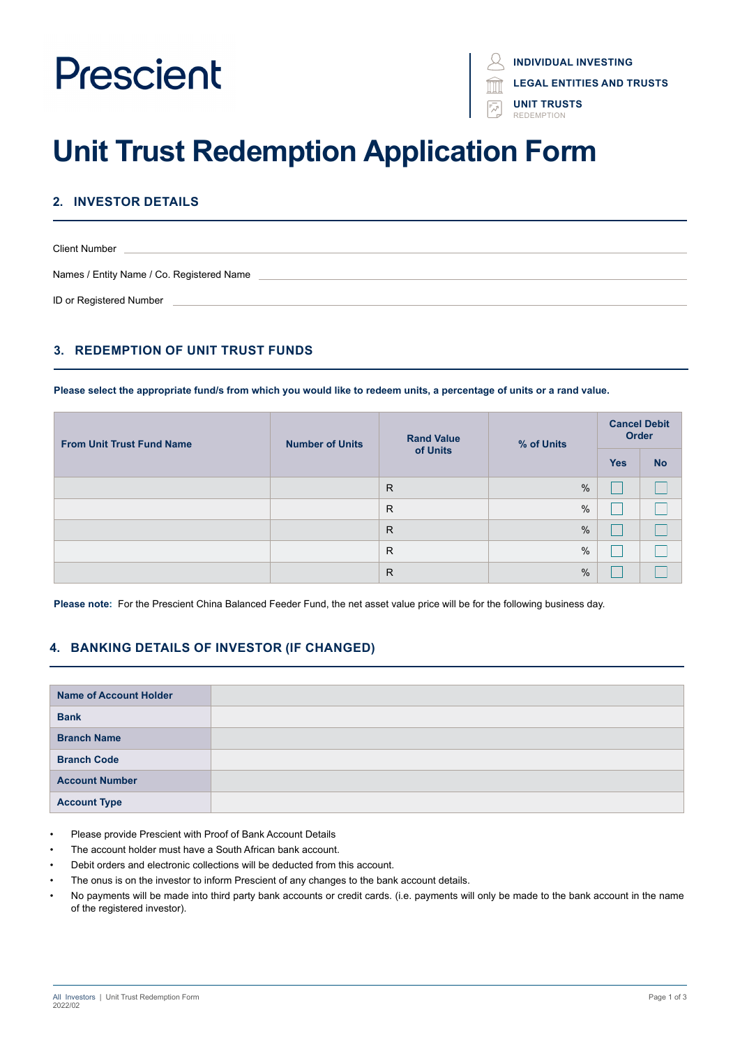Prescient

**INDIVIDUAL INVESTING**
**LEGAL ENTITIES AND TRUSTS**
**UNIT TRUSTS**
REDEMPTION

# Unit Trust Redemption Application Form

## 2. INVESTOR DETAILS

Client Number

Names / Entity Name / Co. Registered Name

ID or Registered Number

## 3. REDEMPTION OF UNIT TRUST FUNDS

**Please select the appropriate fund/s from which you would like to redeem units, a percentage of units or a rand value.**

| From Unit Trust Fund Name | Number of Units | Rand Value of Units | % of Units | Cancel Debit Order | |
|---|---|---|---|---|---|
| | | | | Yes | No |
| | | R | % | ☐ | ☐ |
| | | R | % | ☐ | ☐ |
| | | R | % | ☐ | ☐ |
| | | R | % | ☐ | ☐ |
| | | R | % | ☐ | ☐ |

**Please note:** For the Prescient China Balanced Feeder Fund, the net asset value price will be for the following business day.

## 4. BANKING DETAILS OF INVESTOR (IF CHANGED)

| **Name of Account Holder** | |
|---|---|
| **Bank** | |
| **Branch Name** | |
| **Branch Code** | |
| **Account Number** | |
| **Account Type** | |

- Please provide Prescient with Proof of Bank Account Details
- The account holder must have a South African bank account.
- Debit orders and electronic collections will be deducted from this account.
- The onus is on the investor to inform Prescient of any changes to the bank account details.
- No payments will be made into third party bank accounts or credit cards. (i.e. payments will only be made to the bank account in the name of the registered investor).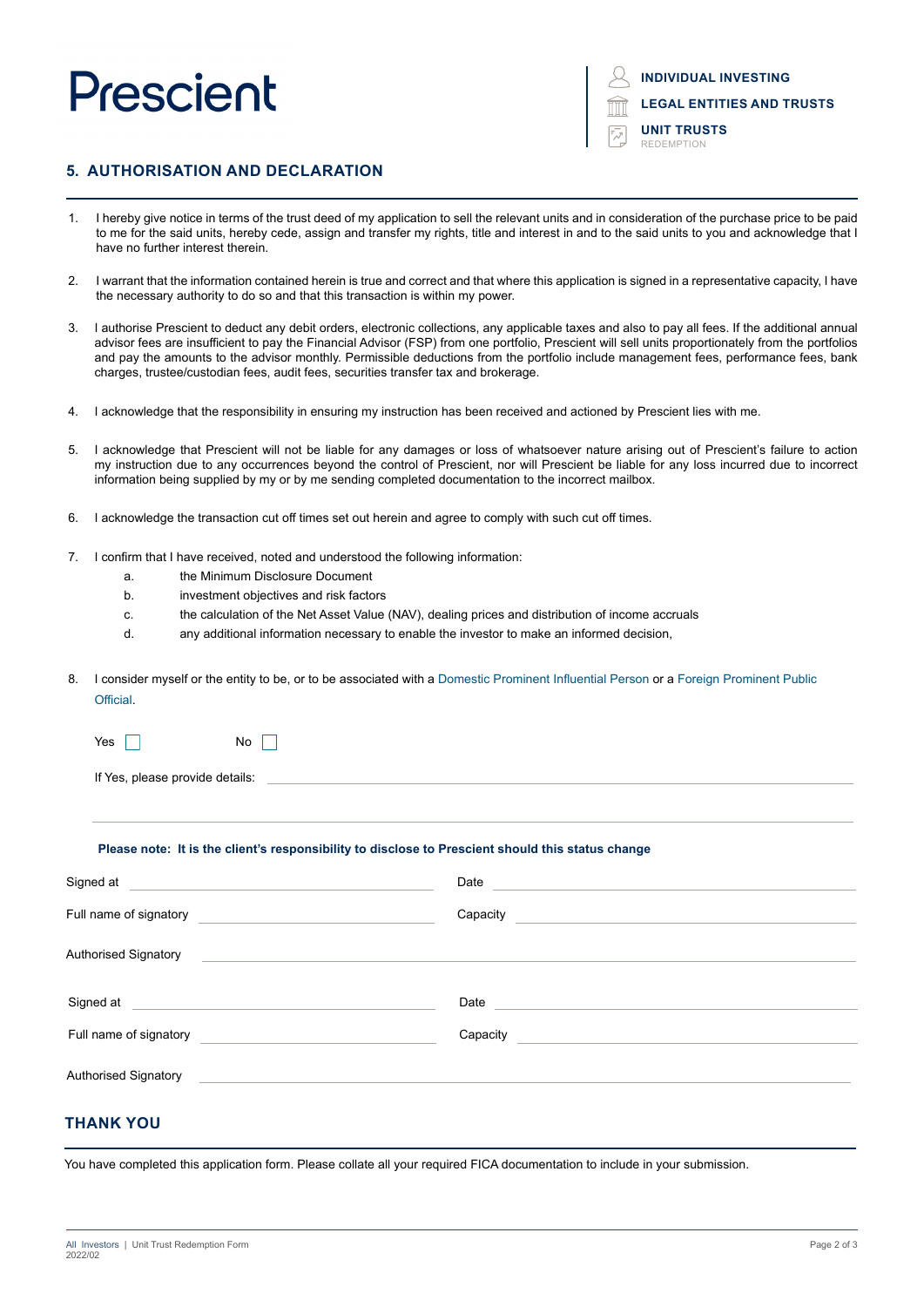Prescient

**INDIVIDUAL INVESTING**
**LEGAL ENTITIES AND TRUSTS**
**UNIT TRUSTS**
REDEMPTION

## 5. AUTHORISATION AND DECLARATION

1. I hereby give notice in terms of the trust deed of my application to sell the relevant units and in consideration of the purchase price to be paid to me for the said units, hereby cede, assign and transfer my rights, title and interest in and to the said units to you and acknowledge that I have no further interest therein.

2. I warrant that the information contained herein is true and correct and that where this application is signed in a representative capacity, I have the necessary authority to do so and that this transaction is within my power.

3. I authorise Prescient to deduct any debit orders, electronic collections, any applicable taxes and also to pay all fees. If the additional annual advisor fees are insufficient to pay the Financial Advisor (FSP) from one portfolio, Prescient will sell units proportionately from the portfolios and pay the amounts to the advisor monthly. Permissible deductions from the portfolio include management fees, performance fees, bank charges, trustee/custodian fees, audit fees, securities transfer tax and brokerage.

4. I acknowledge that the responsibility in ensuring my instruction has been received and actioned by Prescient lies with me.

5. I acknowledge that Prescient will not be liable for any damages or loss of whatsoever nature arising out of Prescient's failure to action my instruction due to any occurrences beyond the control of Prescient, nor will Prescient be liable for any loss incurred due to incorrect information being supplied by my or by me sending completed documentation to the incorrect mailbox.

6. I acknowledge the transaction cut off times set out herein and agree to comply with such cut off times.

7. I confirm that I have received, noted and understood the following information:
   a. the Minimum Disclosure Document
   b. investment objectives and risk factors
   c. the calculation of the Net Asset Value (NAV), dealing prices and distribution of income accruals
   d. any additional information necessary to enable the investor to make an informed decision,

8. I consider myself or the entity to be, or to be associated with a Domestic Prominent Influential Person or a Foreign Prominent Public Official.

   Yes ☐ No ☐

   If Yes, please provide details: ____________________

   ____________________

**Please note: It is the client's responsibility to disclose to Prescient should this status change**

Signed at ____________________ Date ____________________

Full name of signatory ____________________ Capacity ____________________

Authorised Signatory ____________________

Signed at ____________________ Date ____________________

Full name of signatory ____________________ Capacity ____________________

Authorised Signatory ____________________

## THANK YOU

You have completed this application form. Please collate all your required FICA documentation to include in your submission.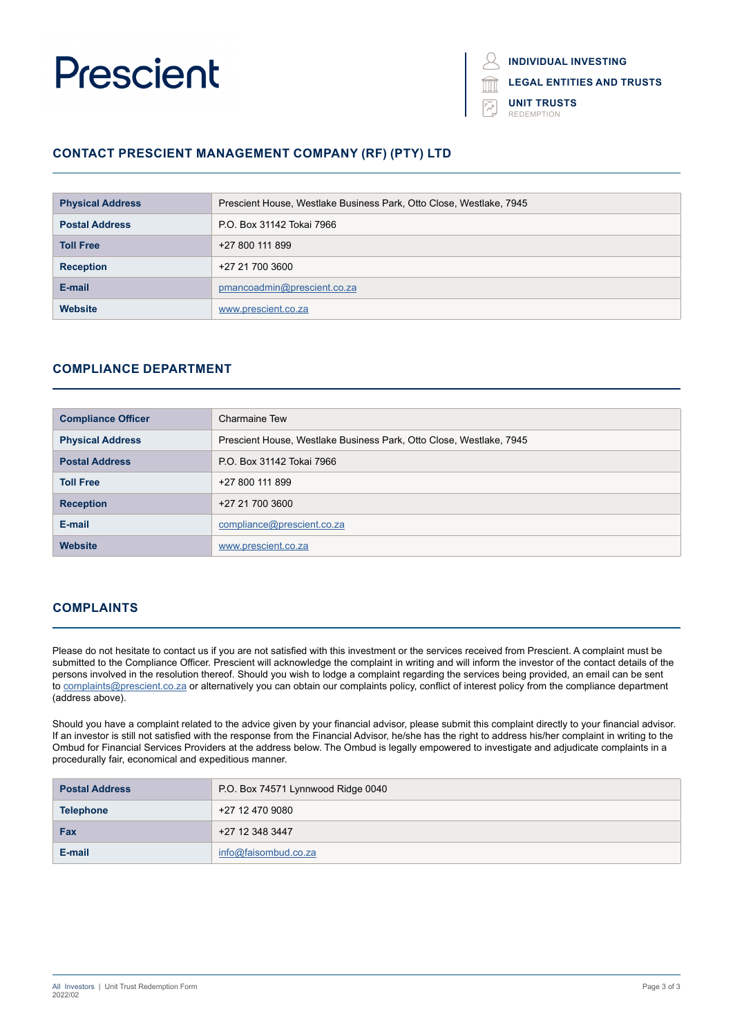Prescient

INDIVIDUAL INVESTING
LEGAL ENTITIES AND TRUSTS
UNIT TRUSTS
REDEMPTION

## CONTACT PRESCIENT MANAGEMENT COMPANY (RF) (PTY) LTD

| | |
|---|---|
| **Physical Address** | Prescient House, Westlake Business Park, Otto Close, Westlake, 7945 |
| **Postal Address** | P.O. Box 31142 Tokai 7966 |
| **Toll Free** | +27 800 111 899 |
| **Reception** | +27 21 700 3600 |
| **E-mail** | pmancoadmin@prescient.co.za |
| **Website** | www.prescient.co.za |

## COMPLIANCE DEPARTMENT

| | |
|---|---|
| **Compliance Officer** | Charmaine Tew |
| **Physical Address** | Prescient House, Westlake Business Park, Otto Close, Westlake, 7945 |
| **Postal Address** | P.O. Box 31142 Tokai 7966 |
| **Toll Free** | +27 800 111 899 |
| **Reception** | +27 21 700 3600 |
| **E-mail** | compliance@prescient.co.za |
| **Website** | www.prescient.co.za |

## COMPLAINTS

Please do not hesitate to contact us if you are not satisfied with this investment or the services received from Prescient. A complaint must be submitted to the Compliance Officer. Prescient will acknowledge the complaint in writing and will inform the investor of the contact details of the persons involved in the resolution thereof. Should you wish to lodge a complaint regarding the services being provided, an email can be sent to complaints@prescient.co.za or alternatively you can obtain our complaints policy, conflict of interest policy from the compliance department (address above).

Should you have a complaint related to the advice given by your financial advisor, please submit this complaint directly to your financial advisor. If an investor is still not satisfied with the response from the Financial Advisor, he/she has the right to address his/her complaint in writing to the Ombud for Financial Services Providers at the address below. The Ombud is legally empowered to investigate and adjudicate complaints in a procedurally fair, economical and expeditious manner.

| | |
|---|---|
| **Postal Address** | P.O. Box 74571 Lynnwood Ridge 0040 |
| **Telephone** | +27 12 470 9080 |
| **Fax** | +27 12 348 3447 |
| **E-mail** | info@faisombud.co.za |